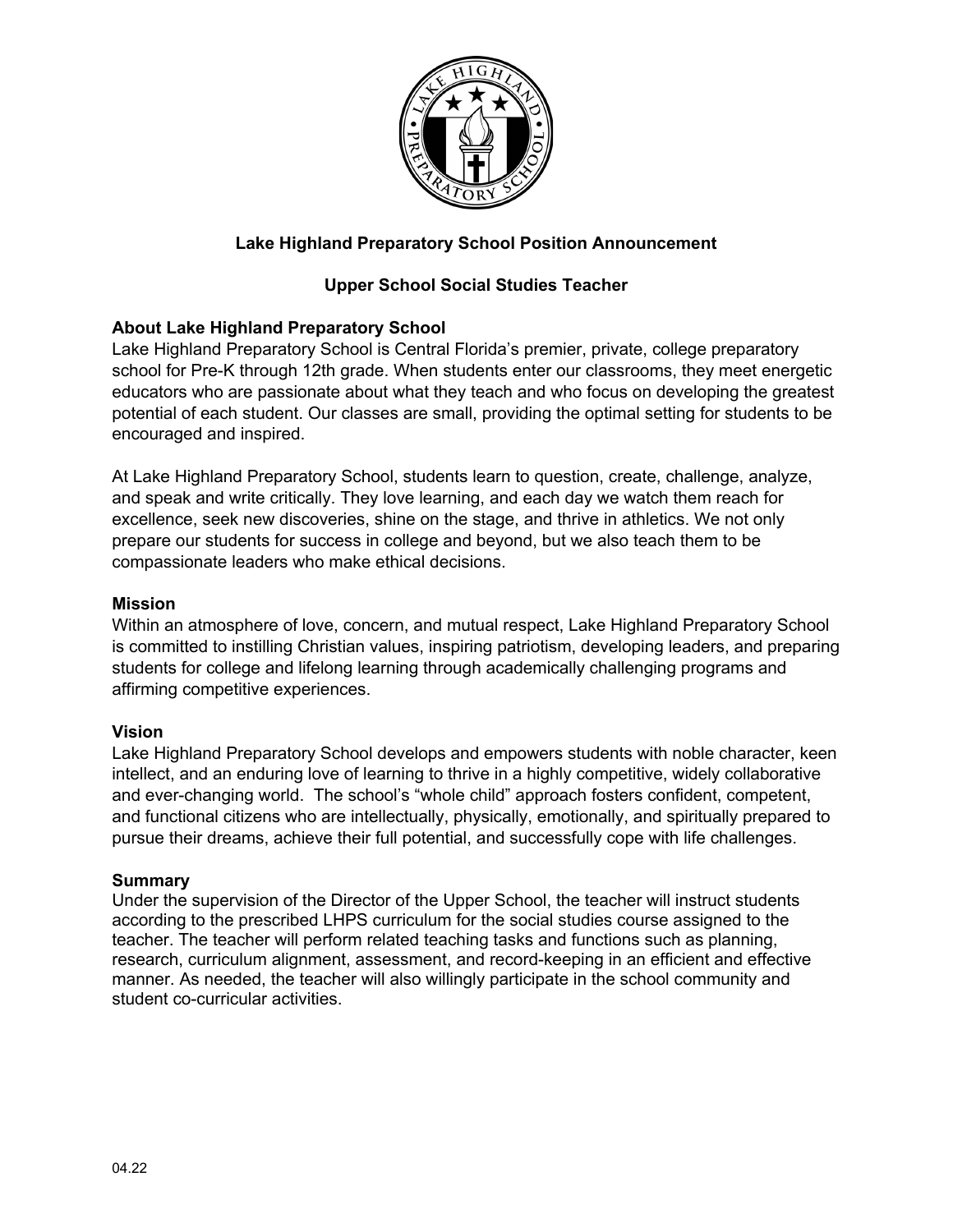# Lake Highland Preparatory School Position Announcement

## Upper School Social Studies Teacher

### About Lake Highland Preparatory School

Lake Highland Preparatory School is Central Florida's premier, private, college preparatory school for Pre-K through 12th grade. When students enter our classrooms, they meet energetic educators who are passionate about what they teach and who focus on developing the greatest potential of each student. Our classes are small, providing the optimal setting for students to be encouraged and inspired.

At Lake Highland Preparatory School, students learn to question, create, challenge, analyze, and speak and write critically. They love learning, and each day we watch them reach for excellence, seek new discoveries, shine on the stage, and thrive in athletics. We not only prepare our students for success in college and beyond, but we also teach them to be compassionate leaders who make ethical decisions.

### Mission

Within an atmosphere of love, concern, and mutual respect, Lake Highland Preparatory School is committed to instilling Christian values, inspiring patriotism, developing leaders, and preparing students for college and lifelong learning through academically challenging programs and affirming competitive experiences.

### Vision

Lake Highland Preparatory School develops and empowers students with noble character, keen intellect, and an enduring love of learning to thrive in a highly competitive, widely collaborative and ever-changing world. The school's "whole child" approach fosters confident, competent, and functional citizens who are intellectually, physically, emotionally, and spiritually prepared to pursue their dreams, achieve their full potential, and successfully cope with life challenges.

### Summary

Under the supervision of the Director of the Upper School, the teacher will instruct students according to the prescribed LHPS curriculum for the social studies course assigned to the teacher. The teacher will perform related teaching tasks and functions such as planning, research, curriculum alignment, assessment, and record-keeping in an efficient and effective manner. As needed, the teacher will also willingly participate in the school community and student co-curricular activities.

04.22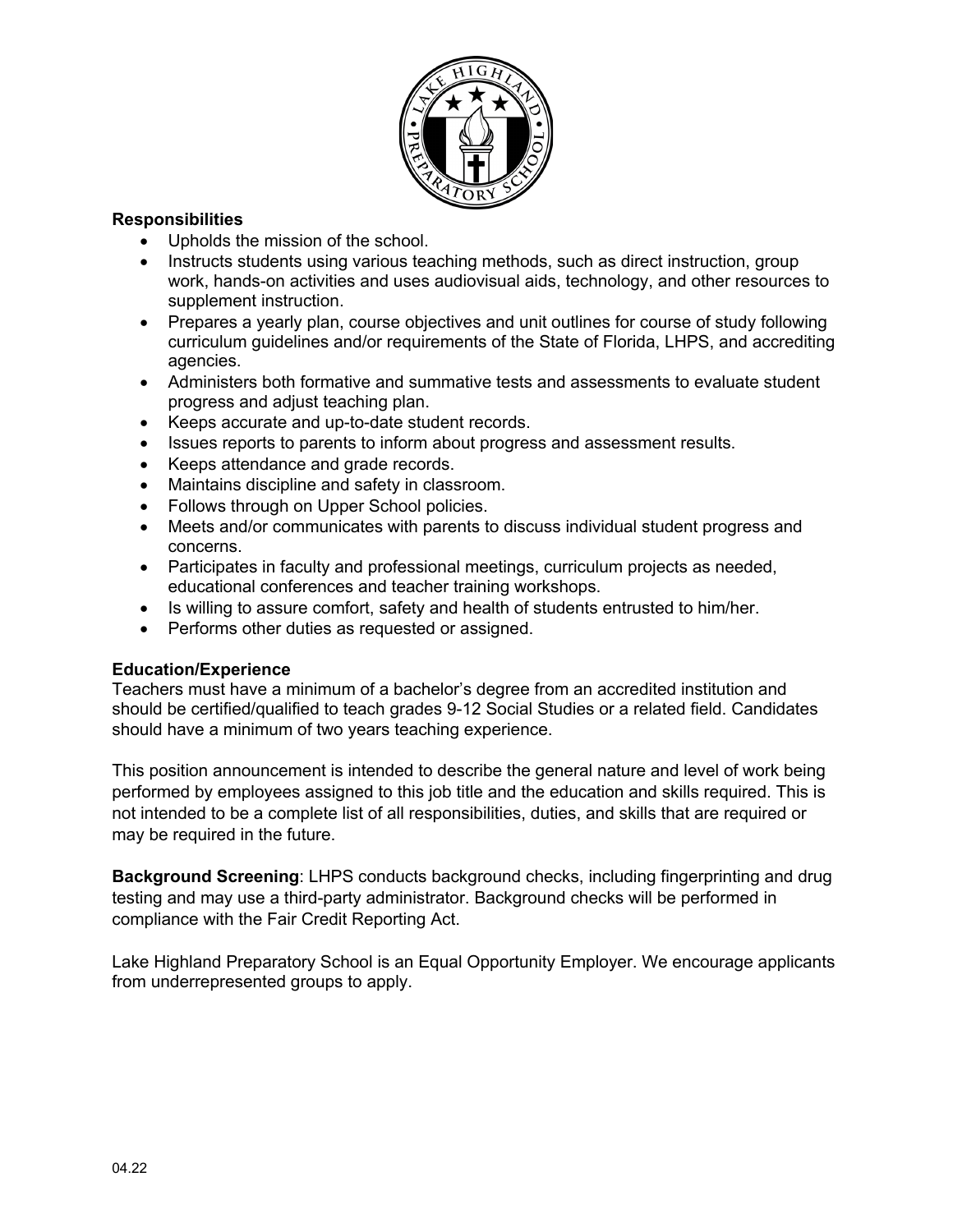**Responsibilities**

- Upholds the mission of the school.
- Instructs students using various teaching methods, such as direct instruction, group work, hands-on activities and uses audiovisual aids, technology, and other resources to supplement instruction.
- Prepares a yearly plan, course objectives and unit outlines for course of study following curriculum guidelines and/or requirements of the State of Florida, LHPS, and accrediting agencies.
- Administers both formative and summative tests and assessments to evaluate student progress and adjust teaching plan.
- Keeps accurate and up-to-date student records.
- Issues reports to parents to inform about progress and assessment results.
- Keeps attendance and grade records.
- Maintains discipline and safety in classroom.
- Follows through on Upper School policies.
- Meets and/or communicates with parents to discuss individual student progress and concerns.
- Participates in faculty and professional meetings, curriculum projects as needed, educational conferences and teacher training workshops.
- Is willing to assure comfort, safety and health of students entrusted to him/her.
- Performs other duties as requested or assigned.

**Education/Experience**

Teachers must have a minimum of a bachelor's degree from an accredited institution and should be certified/qualified to teach grades 9-12 Social Studies or a related field. Candidates should have a minimum of two years teaching experience.

This position announcement is intended to describe the general nature and level of work being performed by employees assigned to this job title and the education and skills required. This is not intended to be a complete list of all responsibilities, duties, and skills that are required or may be required in the future.

**Background Screening**: LHPS conducts background checks, including fingerprinting and drug testing and may use a third-party administrator. Background checks will be performed in compliance with the Fair Credit Reporting Act.

Lake Highland Preparatory School is an Equal Opportunity Employer. We encourage applicants from underrepresented groups to apply.

04.22